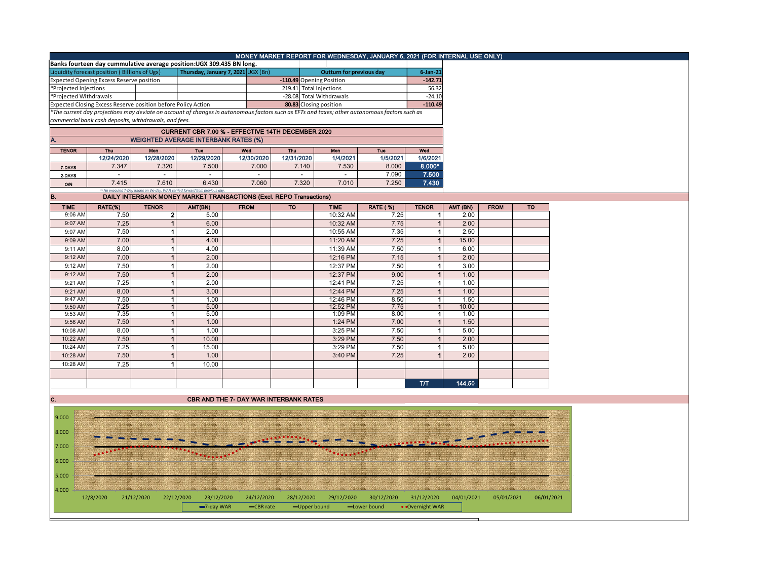# MONEY MARKET REPORT FOR WEDNESDAY, JANUARY 6, 2021 (FOR INTERNAL USE ONLY)

**Banks fourteen day cummulative average position:UGX 309.435 BN long.**

| Liquidity forecast position ( Billions of Ugx) | Thursday, January 7, 2021 UGX (Bn) | Outturn for previous day | 6-Jan-21 |
|---|---|---|---|
| Expected Opening Excess Reserve position | -110.49 | Opening Position | -142.71 |
| *Projected Injections | 219.41 | Total Injections | 56.32 |
| *Projected Withdrawals | -28.08 | Total Withdrawals | -24.10 |
| Expected Closing Excess Reserve position before Policy Action | 80.83 | Closing position | -110.49 |

*The current day projections may deviate on account of changes in autonomous factors such as EFTs and taxes; other autonomous factors such as commercial bank cash deposits, withdrawals, and fees.*

## CURRENT CBR 7.00 % - EFFECTIVE 14TH DECEMBER 2020

## A. WEIGHTED AVERAGE INTERBANK RATES (%)

| TENOR | Thu 12/24/2020 | Mon 12/28/2020 | Tue 12/29/2020 | Wed 12/30/2020 | Thu 12/31/2020 | Mon 1/4/2021 | Tue 1/5/2021 | Wed 1/6/2021 |
|---|---|---|---|---|---|---|---|---|
| 7-DAYS | 7.347 | 7.320 | 7.500 | 7.000 | 7.140 | 7.530 | 8.000 | 8.000* |
| 2-DAYS | - | - | - | - | - | - | 7.090 | 7.500 |
| O/N | 7.415 | 7.610 | 6.430 | 7.060 | 7.320 | 7.010 | 7.250 | 7.430 |

*=No executed 7-Day trades on the day. WAR carried forward from previous day.

## B. DAILY INTERBANK MONEY MARKET TRANSACTIONS (Excl. REPO Transactions)

| TIME | RATE(%) | TENOR | AMT(BN) | FROM | TO | TIME | RATE ( %) | TENOR | AMT (BN) | FROM | TO |
|---|---|---|---|---|---|---|---|---|---|---|---|
| 9:06 AM | 7.50 | 2 | 5.00 | | | 10:32 AM | 7.25 | 1 | 2.00 | | |
| 9:07 AM | 7.25 | 1 | 6.00 | | | 10:32 AM | 7.75 | 1 | 2.00 | | |
| 9:07 AM | 7.50 | 1 | 2.00 | | | 10:55 AM | 7.35 | 1 | 2.50 | | |
| 9:09 AM | 7.00 | 1 | 4.00 | | | 11:20 AM | 7.25 | 1 | 15.00 | | |
| 9:11 AM | 8.00 | 1 | 4.00 | | | 11:39 AM | 7.50 | 1 | 6.00 | | |
| 9:12 AM | 7.00 | 1 | 2.00 | | | 12:16 PM | 7.15 | 1 | 2.00 | | |
| 9:12 AM | 7.50 | 1 | 2.00 | | | 12:37 PM | 7.50 | 1 | 3.00 | | |
| 9:12 AM | 7.50 | 1 | 2.00 | | | 12:37 PM | 9.00 | 1 | 1.00 | | |
| 9:21 AM | 7.25 | 1 | 2.00 | | | 12:41 PM | 7.25 | 1 | 1.00 | | |
| 9:21 AM | 8.00 | 1 | 3.00 | | | 12:44 PM | 7.25 | 1 | 1.00 | | |
| 9:47 AM | 7.50 | 1 | 1.00 | | | 12:46 PM | 8.50 | 1 | 1.50 | | |
| 9:50 AM | 7.25 | 1 | 5.00 | | | 12:52 PM | 7.75 | 1 | 10.00 | | |
| 9:53 AM | 7.35 | 1 | 5.00 | | | 1:09 PM | 8.00 | 1 | 1.00 | | |
| 9:56 AM | 7.50 | 1 | 1.00 | | | 1:24 PM | 7.00 | 1 | 1.50 | | |
| 10:08 AM | 8.00 | 1 | 1.00 | | | 3:25 PM | 7.50 | 1 | 5.00 | | |
| 10:22 AM | 7.50 | 1 | 10.00 | | | 3:29 PM | 7.50 | 1 | 2.00 | | |
| 10:24 AM | 7.25 | 1 | 15.00 | | | 3:29 PM | 7.50 | 1 | 5.00 | | |
| 10:28 AM | 7.50 | 1 | 1.00 | | | 3:40 PM | 7.25 | 1 | 2.00 | | |
| 10:28 AM | 7.25 | 1 | 10.00 | | | | | | | | |
| | | | | | | | | T/T | 144.50 | | |

## C. CBR AND THE 7- DAY WAR INTERBANK RATES

Legend: 7-day WAR, CBR rate, Upper bound, Lower bound, Overnight WAR

X-axis: 12/8/2020, 21/12/2020, 22/12/2020, 23/12/2020, 24/12/2020, 28/12/2020, 29/12/2020, 30/12/2020, 31/12/2020, 04/01/2021, 05/01/2021, 06/01/2021

Y-axis: 4.000, 5.000, 6.000, 7.000, 8.000, 9.000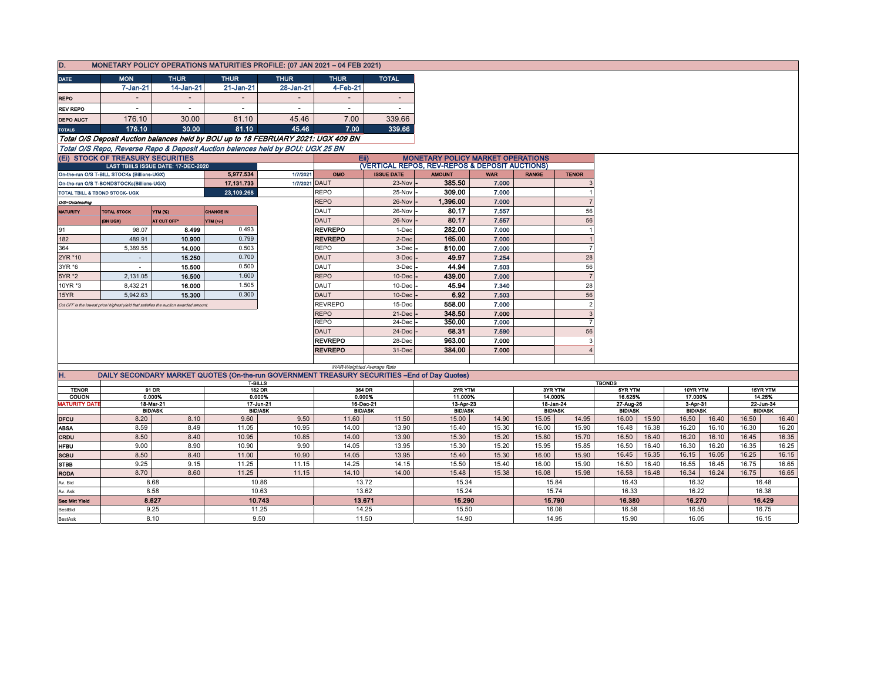## D. MONETARY POLICY OPERATIONS MATURITIES PROFILE: (07 JAN 2021 – 04 FEB 2021)

| DATE | MON | THUR | THUR | THUR | THUR | TOTAL |
|---|---|---|---|---|---|---|
| | 7-Jan-21 | 14-Jan-21 | 21-Jan-21 | 28-Jan-21 | 4-Feb-21 | |
| REPO | - | - | - | - | - | - |
| REV REPO | - | - | - | - | - | - |
| DEPO AUCT | 176.10 | 30.00 | 81.10 | 45.46 | 7.00 | 339.66 |
| TOTALS | 176.10 | 30.00 | 81.10 | 45.46 | 7.00 | 339.66 |

*Total O/S Deposit Auction balances held by BOU up to 18 FEBRUARY 2021: UGX 409 BN*

*Total O/S Repo, Reverse Repo & Deposit Auction balances held by BOU: UGX 25 BN*

## (Ei) STOCK OF TREASURY SECURITIES

| LAST TBIILS ISSUE DATE: 17-DEC-2020 | | |
|---|---|---|
| On-the-run O/S T-BILL STOCKs (Billions-UGX) | 5,977.534 | 1/7/2021 |
| On-the-run O/S T-BONDSTOCKs(Billions-UGX) | 17,131.733 | 1/7/2021 |
| TOTAL TBILL & TBOND STOCK- UGX | 23,109.268 | |

*O/S=Outstanding*

| MATURITY | TOTAL STOCK (BN UGX) | YTM (%) AT CUT OFF* | CHANGE IN YTM (+/-) |
|---|---|---|---|
| 91 | 98.07 | 8.499 | 0.493 |
| 182 | 489.91 | 10.900 | 0.799 |
| 364 | 5,389.55 | 14.000 | 0.503 |
| 2YR *10 | - | 15.250 | 0.700 |
| 3YR *6 | - | 15.500 | 0.500 |
| 5YR *2 | 2,131.05 | 16.500 | 1.600 |
| 10YR *3 | 8,432.21 | 16.000 | 1.505 |
| 15YR | 5,942.63 | 15.300 | 0.300 |

*Cut OFF is the lowest price/ highest yield that satisfies the auction awarded amount.*

## Eii) MONETARY POLICY MARKET OPERATIONS (VERTICAL REPOS, REV-REPOS & DEPOSIT AUCTIONS)

| OMO | ISSUE DATE | AMOUNT | WAR | RANGE | TENOR |
|---|---|---|---|---|---|
| DAUT | 23-Nov | 385.50 | 7.000 | | 3 |
| REPO | 25-Nov | 309.00 | 7.000 | | 1 |
| REPO | 26-Nov | 1,396.00 | 7.000 | | 7 |
| DAUT | 26-Nov | 80.17 | 7.557 | | 56 |
| DAUT | 26-Nov | 80.17 | 7.557 | | 56 |
| REVREPO | 1-Dec | 282.00 | 7.000 | | 1 |
| REVREPO | 2-Dec | 165.00 | 7.000 | | 1 |
| REPO | 3-Dec | 810.00 | 7.000 | | 7 |
| DAUT | 3-Dec | 49.97 | 7.254 | | 28 |
| DAUT | 3-Dec | 44.94 | 7.503 | | 56 |
| REPO | 10-Dec | 439.00 | 7.000 | | 7 |
| DAUT | 10-Dec | 45.94 | 7.340 | | 28 |
| DAUT | 10-Dec | 6.92 | 7.503 | | 56 |
| REVREPO | 15-Dec | 558.00 | 7.000 | | 2 |
| REPO | 21-Dec | 348.50 | 7.000 | | 3 |
| REPO | 24-Dec | 350.00 | 7.000 | | 7 |
| DAUT | 24-Dec | 68.31 | 7.590 | | 56 |
| REVREPO | 28-Dec | 963.00 | 7.000 | | 3 |
| REVREPO | 31-Dec | 384.00 | 7.000 | | 4 |

*WAR-Weighted Average Rate*

## H. DAILY SECONDARY MARKET QUOTES (On-the-run GOVERNMENT TREASURY SECURITIES –End of Day Quotes)

| | T-BILLS | | | | | | TBONDS | | | | | | | | | | | |
|---|---|---|---|---|---|---|---|---|---|---|---|---|---|---|---|---|---|---|
| TENOR | 91 DR | | 182 DR | | 364 DR | | 2YR YTM | | 3YR YTM | | 5YR YTM | | 10YR YTM | | 15YR YTM | |
| COUON | 0.000% | | 0.000% | | 0.000% | | 11.000% | | 14.000% | | 16.625% | | 17.000% | | 14.25% | |
| MATURITY DATE | 18-Mar-21 | | 17-Jun-21 | | 16-Dec-21 | | 13-Apr-23 | | 18-Jan-24 | | 27-Aug-26 | | 3-Apr-31 | | 22-Jun-34 | |
| | BID/ASK | | BID/ASK | | BID/ASK | | BID/ASK | | BID/ASK | | BID/ASK | | BID/ASK | | BID/ASK | |
| DFCU | 8.20 | 8.10 | 9.60 | 9.50 | 11.60 | 11.50 | 15.00 | 14.90 | 15.05 | 14.95 | 16.00 | 15.90 | 16.50 | 16.40 | 16.50 | 16.40 |
| ABSA | 8.59 | 8.49 | 11.05 | 10.95 | 14.00 | 13.90 | 15.40 | 15.30 | 16.00 | 15.90 | 16.48 | 16.38 | 16.20 | 16.10 | 16.30 | 16.20 |
| CRDU | 8.50 | 8.40 | 10.95 | 10.85 | 14.00 | 13.90 | 15.30 | 15.20 | 15.80 | 15.70 | 16.50 | 16.40 | 16.20 | 16.10 | 16.45 | 16.35 |
| HFBU | 9.00 | 8.90 | 10.90 | 9.90 | 14.05 | 13.95 | 15.30 | 15.20 | 15.95 | 15.85 | 16.50 | 16.40 | 16.30 | 16.20 | 16.35 | 16.25 |
| SCBU | 8.50 | 8.40 | 11.00 | 10.90 | 14.05 | 13.95 | 15.40 | 15.30 | 16.00 | 15.90 | 16.45 | 16.35 | 16.15 | 16.05 | 16.25 | 16.15 |
| STBB | 9.25 | 9.15 | 11.25 | 11.15 | 14.25 | 14.15 | 15.50 | 15.40 | 16.00 | 15.90 | 16.50 | 16.40 | 16.55 | 16.45 | 16.75 | 16.65 |
| RODA | 8.70 | 8.60 | 11.25 | 11.15 | 14.10 | 14.00 | 15.48 | 15.38 | 16.08 | 15.98 | 16.58 | 16.48 | 16.34 | 16.24 | 16.75 | 16.65 |
| Av. Bid | 8.68 | | 10.86 | | 13.72 | | 15.34 | | 15.84 | | 16.43 | | 16.32 | | 16.48 | |
| Av. Ask | 8.58 | | 10.63 | | 13.62 | | 15.24 | | 15.74 | | 16.33 | | 16.22 | | 16.38 | |
| Sec Mkt Yield | 8.627 | | 10.743 | | 13.671 | | 15.290 | | 15.790 | | 16.380 | | 16.270 | | 16.429 | |
| BestBid | 9.25 | | 11.25 | | 14.25 | | 15.50 | | 16.08 | | 16.58 | | 16.55 | | 16.75 | |
| BestAsk | 8.10 | | 9.50 | | 11.50 | | 14.90 | | 14.95 | | 15.90 | | 16.05 | | 16.15 | |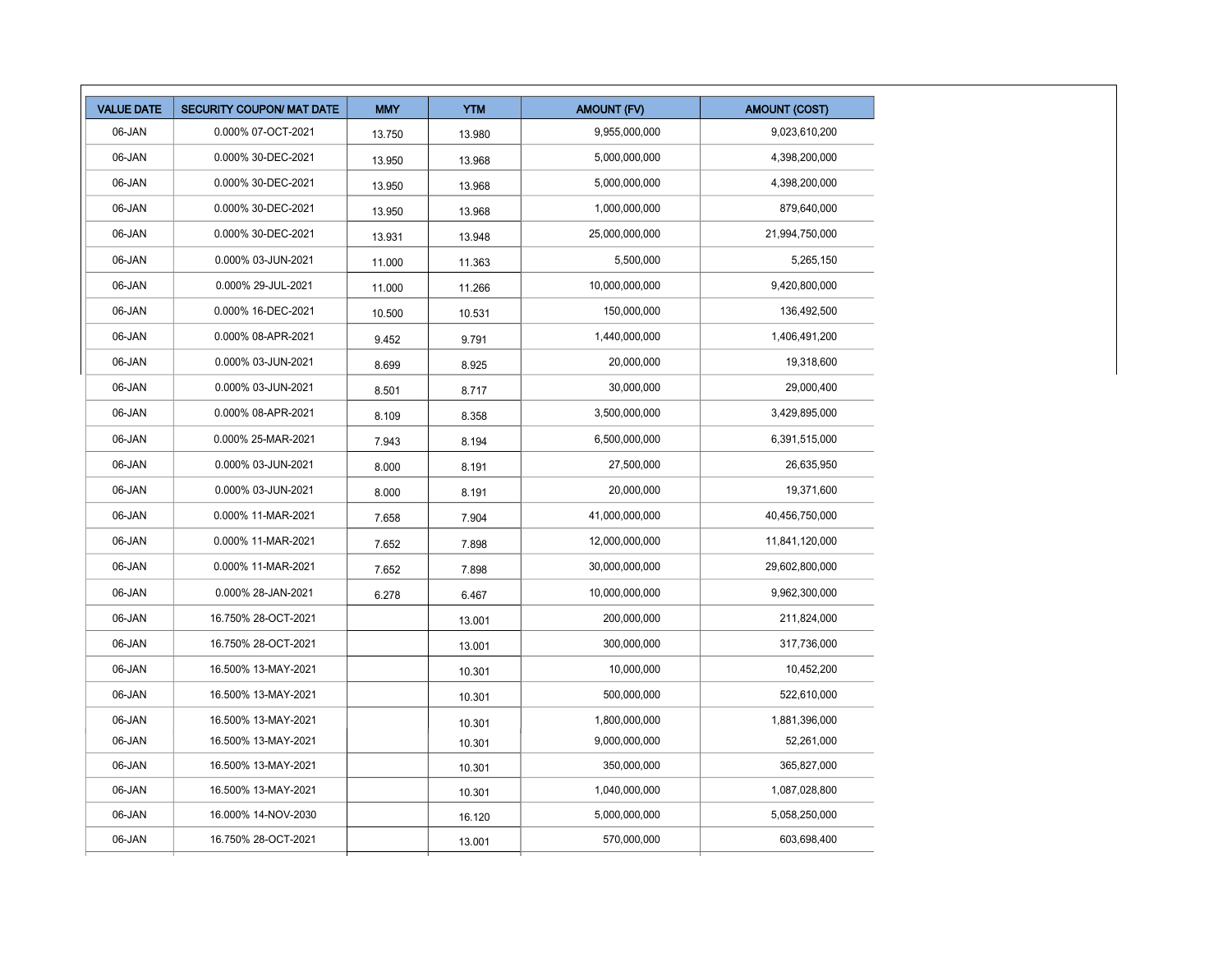| VALUE DATE | SECURITY COUPON/ MAT DATE | MMY | YTM | AMOUNT (FV) | AMOUNT (COST) |
|---|---|---|---|---|---|
| 06-JAN | 0.000% 07-OCT-2021 | 13.750 | 13.980 | 9,955,000,000 | 9,023,610,200 |
| 06-JAN | 0.000% 30-DEC-2021 | 13.950 | 13.968 | 5,000,000,000 | 4,398,200,000 |
| 06-JAN | 0.000% 30-DEC-2021 | 13.950 | 13.968 | 5,000,000,000 | 4,398,200,000 |
| 06-JAN | 0.000% 30-DEC-2021 | 13.950 | 13.968 | 1,000,000,000 | 879,640,000 |
| 06-JAN | 0.000% 30-DEC-2021 | 13.931 | 13.948 | 25,000,000,000 | 21,994,750,000 |
| 06-JAN | 0.000% 03-JUN-2021 | 11.000 | 11.363 | 5,500,000 | 5,265,150 |
| 06-JAN | 0.000% 29-JUL-2021 | 11.000 | 11.266 | 10,000,000,000 | 9,420,800,000 |
| 06-JAN | 0.000% 16-DEC-2021 | 10.500 | 10.531 | 150,000,000 | 136,492,500 |
| 06-JAN | 0.000% 08-APR-2021 | 9.452 | 9.791 | 1,440,000,000 | 1,406,491,200 |
| 06-JAN | 0.000% 03-JUN-2021 | 8.699 | 8.925 | 20,000,000 | 19,318,600 |
| 06-JAN | 0.000% 03-JUN-2021 | 8.501 | 8.717 | 30,000,000 | 29,000,400 |
| 06-JAN | 0.000% 08-APR-2021 | 8.109 | 8.358 | 3,500,000,000 | 3,429,895,000 |
| 06-JAN | 0.000% 25-MAR-2021 | 7.943 | 8.194 | 6,500,000,000 | 6,391,515,000 |
| 06-JAN | 0.000% 03-JUN-2021 | 8.000 | 8.191 | 27,500,000 | 26,635,950 |
| 06-JAN | 0.000% 03-JUN-2021 | 8.000 | 8.191 | 20,000,000 | 19,371,600 |
| 06-JAN | 0.000% 11-MAR-2021 | 7.658 | 7.904 | 41,000,000,000 | 40,456,750,000 |
| 06-JAN | 0.000% 11-MAR-2021 | 7.652 | 7.898 | 12,000,000,000 | 11,841,120,000 |
| 06-JAN | 0.000% 11-MAR-2021 | 7.652 | 7.898 | 30,000,000,000 | 29,602,800,000 |
| 06-JAN | 0.000% 28-JAN-2021 | 6.278 | 6.467 | 10,000,000,000 | 9,962,300,000 |
| 06-JAN | 16.750% 28-OCT-2021 | | 13.001 | 200,000,000 | 211,824,000 |
| 06-JAN | 16.750% 28-OCT-2021 | | 13.001 | 300,000,000 | 317,736,000 |
| 06-JAN | 16.500% 13-MAY-2021 | | 10.301 | 10,000,000 | 10,452,200 |
| 06-JAN | 16.500% 13-MAY-2021 | | 10.301 | 500,000,000 | 522,610,000 |
| 06-JAN | 16.500% 13-MAY-2021 | | 10.301 | 1,800,000,000 | 1,881,396,000 |
| 06-JAN | 16.500% 13-MAY-2021 | | 10.301 | 9,000,000,000 | 52,261,000 |
| 06-JAN | 16.500% 13-MAY-2021 | | 10.301 | 350,000,000 | 365,827,000 |
| 06-JAN | 16.500% 13-MAY-2021 | | 10.301 | 1,040,000,000 | 1,087,028,800 |
| 06-JAN | 16.000% 14-NOV-2030 | | 16.120 | 5,000,000,000 | 5,058,250,000 |
| 06-JAN | 16.750% 28-OCT-2021 | | 13.001 | 570,000,000 | 603,698,400 |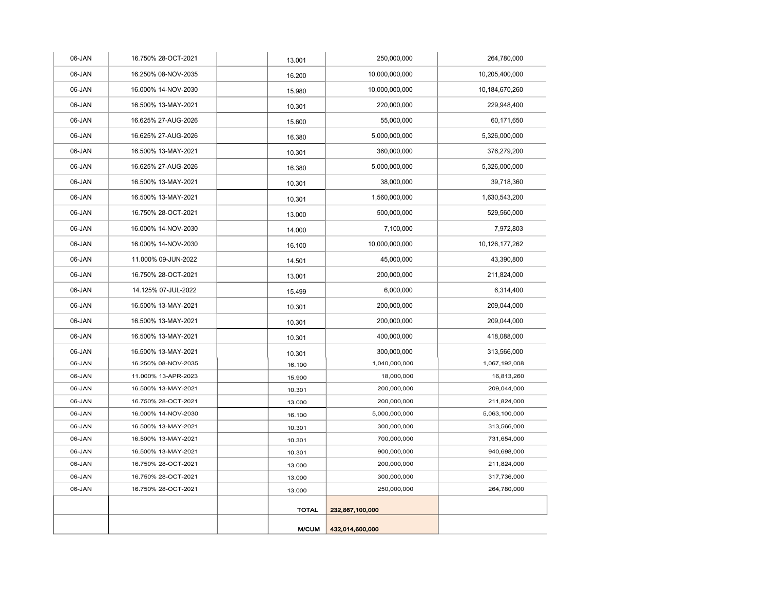| | | | | | |
|---|---|---|---|---|---|
| 06-JAN | 16.750% 28-OCT-2021 | | 13.001 | 250,000,000 | 264,780,000 |
| 06-JAN | 16.250% 08-NOV-2035 | | 16.200 | 10,000,000,000 | 10,205,400,000 |
| 06-JAN | 16.000% 14-NOV-2030 | | 15.980 | 10,000,000,000 | 10,184,670,260 |
| 06-JAN | 16.500% 13-MAY-2021 | | 10.301 | 220,000,000 | 229,948,400 |
| 06-JAN | 16.625% 27-AUG-2026 | | 15.600 | 55,000,000 | 60,171,650 |
| 06-JAN | 16.625% 27-AUG-2026 | | 16.380 | 5,000,000,000 | 5,326,000,000 |
| 06-JAN | 16.500% 13-MAY-2021 | | 10.301 | 360,000,000 | 376,279,200 |
| 06-JAN | 16.625% 27-AUG-2026 | | 16.380 | 5,000,000,000 | 5,326,000,000 |
| 06-JAN | 16.500% 13-MAY-2021 | | 10.301 | 38,000,000 | 39,718,360 |
| 06-JAN | 16.500% 13-MAY-2021 | | 10.301 | 1,560,000,000 | 1,630,543,200 |
| 06-JAN | 16.750% 28-OCT-2021 | | 13.000 | 500,000,000 | 529,560,000 |
| 06-JAN | 16.000% 14-NOV-2030 | | 14.000 | 7,100,000 | 7,972,803 |
| 06-JAN | 16.000% 14-NOV-2030 | | 16.100 | 10,000,000,000 | 10,126,177,262 |
| 06-JAN | 11.000% 09-JUN-2022 | | 14.501 | 45,000,000 | 43,390,800 |
| 06-JAN | 16.750% 28-OCT-2021 | | 13.001 | 200,000,000 | 211,824,000 |
| 06-JAN | 14.125% 07-JUL-2022 | | 15.499 | 6,000,000 | 6,314,400 |
| 06-JAN | 16.500% 13-MAY-2021 | | 10.301 | 200,000,000 | 209,044,000 |
| 06-JAN | 16.500% 13-MAY-2021 | | 10.301 | 200,000,000 | 209,044,000 |
| 06-JAN | 16.500% 13-MAY-2021 | | 10.301 | 400,000,000 | 418,088,000 |
| 06-JAN | 16.500% 13-MAY-2021 | | 10.301 | 300,000,000 | 313,566,000 |
| 06-JAN | 16.250% 08-NOV-2035 | | 16.100 | 1,040,000,000 | 1,067,192,008 |
| 06-JAN | 11.000% 13-APR-2023 | | 15.900 | 18,000,000 | 16,813,260 |
| 06-JAN | 16.500% 13-MAY-2021 | | 10.301 | 200,000,000 | 209,044,000 |
| 06-JAN | 16.750% 28-OCT-2021 | | 13.000 | 200,000,000 | 211,824,000 |
| 06-JAN | 16.000% 14-NOV-2030 | | 16.100 | 5,000,000,000 | 5,063,100,000 |
| 06-JAN | 16.500% 13-MAY-2021 | | 10.301 | 300,000,000 | 313,566,000 |
| 06-JAN | 16.500% 13-MAY-2021 | | 10.301 | 700,000,000 | 731,654,000 |
| 06-JAN | 16.500% 13-MAY-2021 | | 10.301 | 900,000,000 | 940,698,000 |
| 06-JAN | 16.750% 28-OCT-2021 | | 13.000 | 200,000,000 | 211,824,000 |
| 06-JAN | 16.750% 28-OCT-2021 | | 13.000 | 300,000,000 | 317,736,000 |
| 06-JAN | 16.750% 28-OCT-2021 | | 13.000 | 250,000,000 | 264,780,000 |
| | | | **TOTAL** | **232,867,100,000** | |
| | | | **M/CUM** | **432,014,600,000** | |